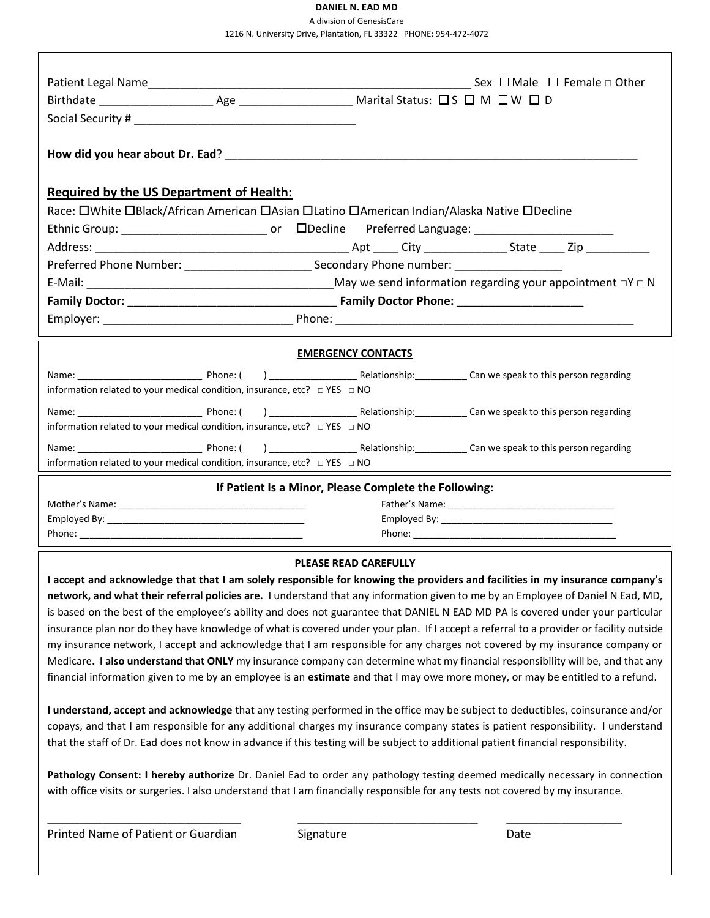**DANIEL N. EAD MD**

A division of GenesisCare

1216 N. University Drive, Plantation, FL 33322 PHONE: 954-472-4072

Patient Legal Name_________________________________________________ Sex ☐ Male ☐ Female □ Other

Birthdate _________________ Age _________________ Marital Status: ☐ S ☐ M ☐ W ☐ D

Social Security # __________________________________

**How did you hear about Dr. Ead**? _______________________________________________________________

## Required by the US Department of Health:

Race: ☐White ☐Black/African American ☐Asian ☐Latino ☐American Indian/Alaska Native ☐Decline

Ethnic Group: ______________________ or ☐Decline Preferred Language: _____________________

Address: ________________________________________ Apt ____ City _____________ State ____ Zip __________

Preferred Phone Number: ___________________ Secondary Phone number: ________________

E-Mail: ______________________________________ May we send information regarding your appointment □Y □ N

**Family Doctor: ______________________________ Family Doctor Phone: ___________________**

Employer: _____________________________ Phone: ______________________________________________

**EMERGENCY CONTACTS**

Name: ______________________ Phone: (     ) ________________ Relationship:_________ Can we speak to this person regarding information related to your medical condition, insurance, etc? □ YES □ NO

Name: ______________________ Phone: (     ) ________________ Relationship:_________ Can we speak to this person regarding information related to your medical condition, insurance, etc? □ YES □ NO

Name: ______________________ Phone: (     ) ________________ Relationship:_________ Can we speak to this person regarding information related to your medical condition, insurance, etc? □ YES □ NO

**If Patient Is a Minor, Please Complete the Following:**

Mother's Name: __________________________________

Employed By: ____________________________________

Phone: _________________________________________

Father's Name: ______________________________

Employed By: ________________________________

Phone: _____________________________________

**PLEASE READ CAREFULLY**

**I accept and acknowledge that that I am solely responsible for knowing the providers and facilities in my insurance company's network, and what their referral policies are.** I understand that any information given to me by an Employee of Daniel N Ead, MD, is based on the best of the employee's ability and does not guarantee that DANIEL N EAD MD PA is covered under your particular insurance plan nor do they have knowledge of what is covered under your plan. If I accept a referral to a provider or facility outside my insurance network, I accept and acknowledge that I am responsible for any charges not covered by my insurance company or Medicare**. I also understand that ONLY** my insurance company can determine what my financial responsibility will be, and that any financial information given to me by an employee is an **estimate** and that I may owe more money, or may be entitled to a refund.

**I understand, accept and acknowledge** that any testing performed in the office may be subject to deductibles, coinsurance and/or copays, and that I am responsible for any additional charges my insurance company states is patient responsibility. I understand that the staff of Dr. Ead does not know in advance if this testing will be subject to additional patient financial responsibility.

**Pathology Consent: I hereby authorize** Dr. Daniel Ead to order any pathology testing deemed medically necessary in connection with office visits or surgeries. I also understand that I am financially responsible for any tests not covered by my insurance.

_______________________________ _______________________________ ___________________

Printed Name of Patient or Guardian          Signature          Date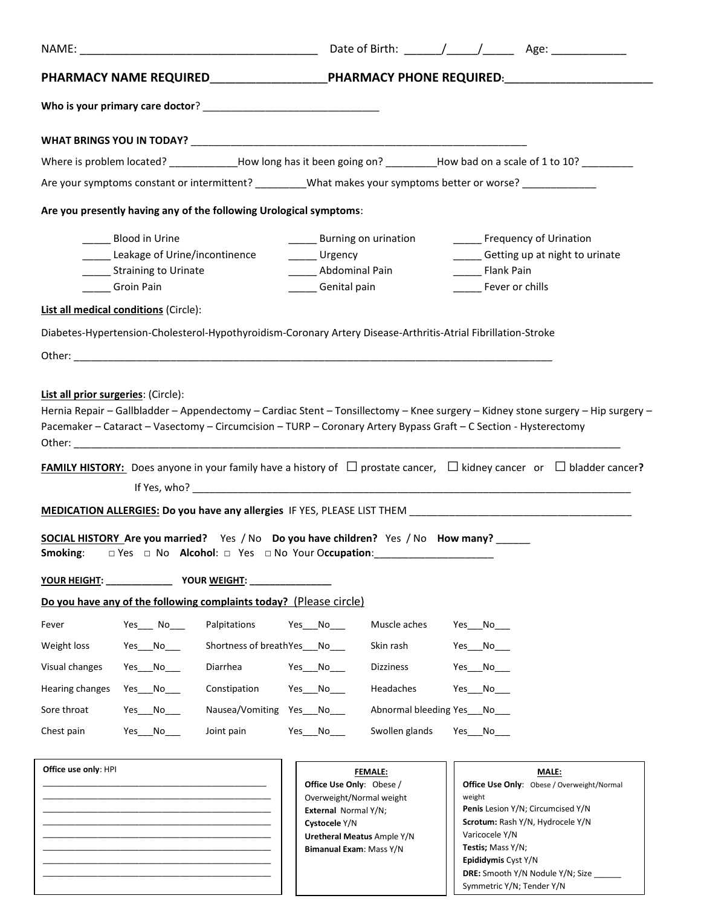NAME: ______________________________________ Date of Birth: ______/_____/_____ Age: ____________

**PHARMACY NAME REQUIRED_________________PHARMACY PHONE REQUIRED:______________________**

**Who is your primary care doctor**? ______________________________

**WHAT BRINGS YOU IN TODAY?** ___________________________________________________________

Where is problem located? ___________How long has it been going on? _________How bad on a scale of 1 to 10? _________

Are your symptoms constant or intermittent? _________What makes your symptoms better or worse? _____________

**Are you presently having any of the following Urological symptoms**:

_____ Blood in Urine
_____ Burning on urination
_____ Frequency of Urination
_____ Leakage of Urine/incontinence
_____ Urgency
_____ Getting up at night to urinate
_____ Straining to Urinate
_____ Abdominal Pain
_____ Flank Pain
_____ Groin Pain
_____ Genital pain
_____ Fever or chills

**List all medical conditions** (Circle):

Diabetes-Hypertension-Cholesterol-Hypothyroidism-Coronary Artery Disease-Arthritis-Atrial Fibrillation-Stroke

Other: _________________________________________________________________________________

**List all prior surgeries**: (Circle):

Hernia Repair – Gallbladder – Appendectomy – Cardiac Stent – Tonsillectomy – Knee surgery – Kidney stone surgery – Hip surgery – Pacemaker – Cataract – Vasectomy – Circumcision – TURP – Coronary Artery Bypass Graft – C Section - Hysterectomy

Other: ______________________________________________________________________________________________

**FAMILY HISTORY:** Does anyone in your family have a history of ☐ prostate cancer, ☐ kidney cancer or ☐ bladder cancer**?**

If Yes, who? ________________________________________________________________________________

**MEDICATION ALLERGIES: Do you have any allergies** IF YES, PLEASE LIST THEM _______________________________________

**SOCIAL HISTORY Are you married?** Yes / No **Do you have children?** Yes / No **How many?** ______

**Smoking**: □ Yes □ No **Alcohol**: □ Yes □ No Your O**ccupation**:_____________________

**YOUR HEIGHT:** ____________ **YOUR WEIGHT:** _______________

**Do you have any of the following complaints today?** (Please circle)

| | | | | | |
|---|---|---|---|---|---|
| Fever | Yes___ No___ | Palpitations | Yes___No___ | Muscle aches | Yes___No___ |
| Weight loss | Yes___No___ | Shortness of breath | Yes___No___ | Skin rash | Yes___No___ |
| Visual changes | Yes___No___ | Diarrhea | Yes___No___ | Dizziness | Yes___No___ |
| Hearing changes | Yes___No___ | Constipation | Yes___No___ | Headaches | Yes___No___ |
| Sore throat | Yes___No___ | Nausea/Vomiting | Yes___No___ | Abnormal bleeding | Yes___No___ |
| Chest pain | Yes___No___ | Joint pain | Yes___No___ | Swollen glands | Yes___No___ |

**Office use only**: HPI
_____________________________________________
_____________________________________________
_____________________________________________
_____________________________________________
_____________________________________________
_____________________________________________
_____________________________________________
_____________________________________________
_____________________________________________

**FEMALE:**
**Office Use Only**: Obese / Overweight/Normal weight
**External** Normal Y/N;
**Cystocele** Y/N
**Uretheral Meatus** Ample Y/N
**Bimanual Exam**: Mass Y/N

**MALE:**
**Office Use Only**: Obese / Overweight/Normal weight
**Penis** Lesion Y/N; Circumcised Y/N
**Scrotum:** Rash Y/N, Hydrocele Y/N
Varicocele Y/N
**Testis;** Mass Y/N;
**Epididymis** Cyst Y/N
**DRE:** Smooth Y/N Nodule Y/N; Size ______
Symmetric Y/N; Tender Y/N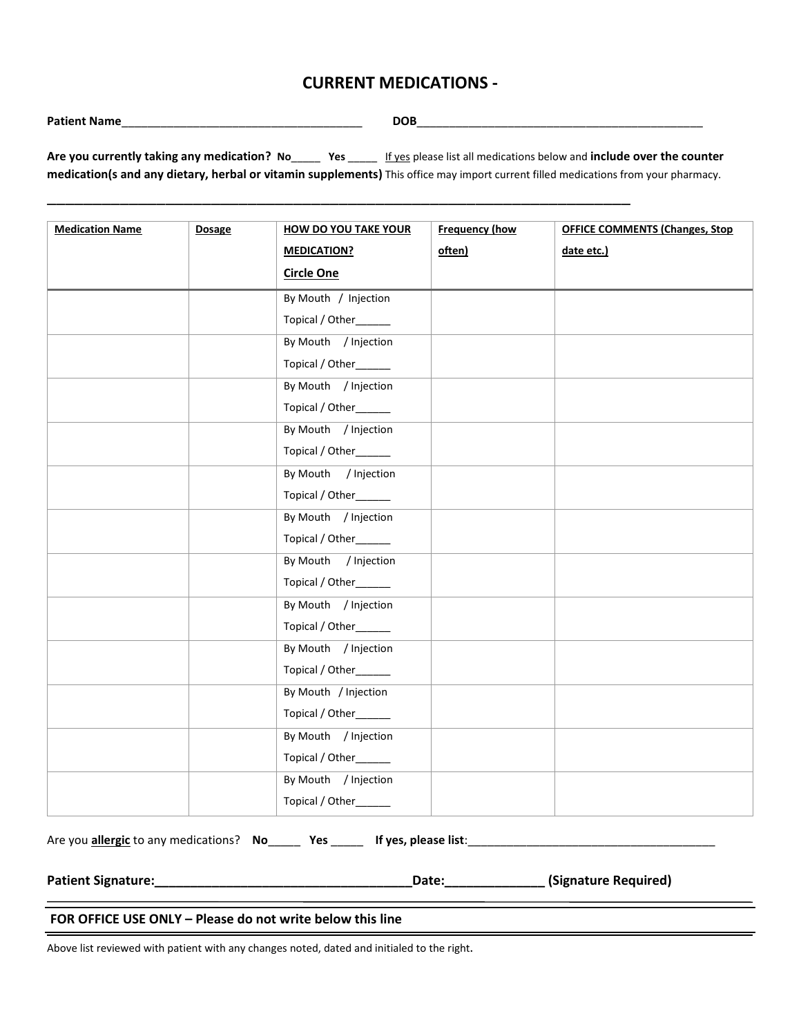# CURRENT MEDICATIONS -

**Patient Name**______________________________________ **DOB**_____________________________________________

**Are you currently taking any medication? No**_____ **Yes** _____ If yes please list all medications below and **include over the counter medication(s and any dietary, herbal or vitamin supplements)** This office may import current filled medications from your pharmacy.

___________________________________________________________________________________________

| Medication Name | Dosage | HOW DO YOU TAKE YOUR MEDICATION? Circle One | Frequency (how often) | OFFICE COMMENTS (Changes, Stop date etc.) |
|---|---|---|---|---|
| | | By Mouth / Injection Topical / Other______ | | |
| | | By Mouth / Injection Topical / Other______ | | |
| | | By Mouth / Injection Topical / Other______ | | |
| | | By Mouth / Injection Topical / Other______ | | |
| | | By Mouth / Injection Topical / Other______ | | |
| | | By Mouth / Injection Topical / Other______ | | |
| | | By Mouth / Injection Topical / Other______ | | |
| | | By Mouth / Injection Topical / Other______ | | |
| | | By Mouth / Injection Topical / Other______ | | |
| | | By Mouth / Injection Topical / Other______ | | |
| | | By Mouth / Injection Topical / Other______ | | |
| | | By Mouth / Injection Topical / Other______ | | |

Are you **allergic** to any medications? **No**_____ **Yes** _____ **If yes, please list**:______________________________________

**Patient Signature:___________________________________Date:_____________ (Signature Required)**

**FOR OFFICE USE ONLY – Please do not write below this line**

Above list reviewed with patient with any changes noted, dated and initialed to the right.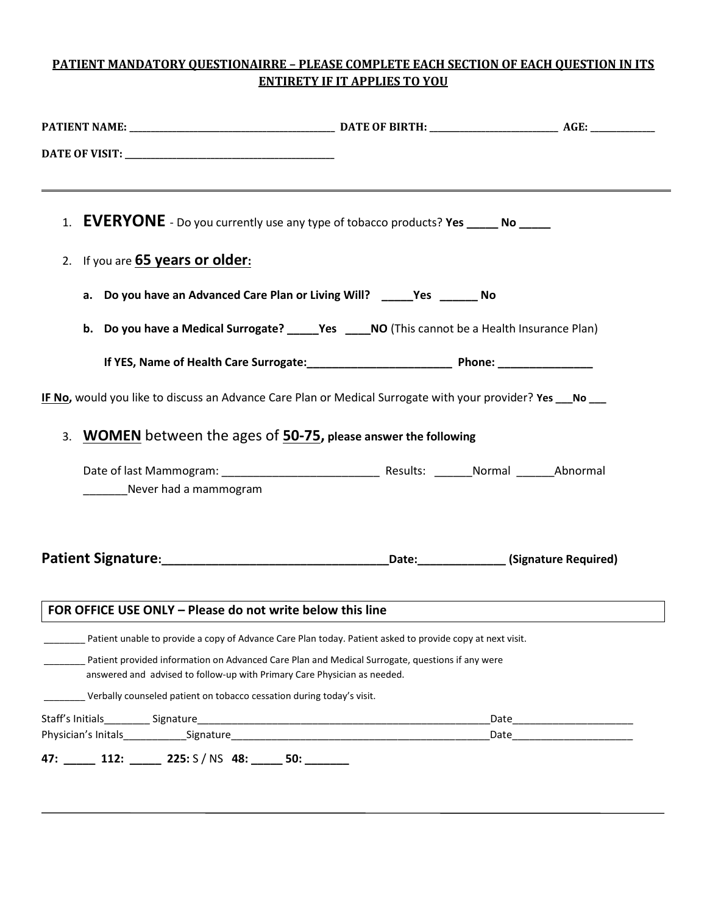**PATIENT MANDATORY QUESTIONAIRRE – PLEASE COMPLETE EACH SECTION OF EACH QUESTION IN ITS ENTIRETY IF IT APPLIES TO YOU**

**PATIENT NAME:** ________________________________________ **DATE OF BIRTH:** _________________________ **AGE:** ____________

**DATE OF VISIT:** ________________________________________

---

1. **EVERYONE** - Do you currently use any type of tobacco products? **Yes _____ No _____**

2. If you are **65 years or older:**

   a. **Do you have an Advanced Care Plan or Living Will? _____Yes ______ No**

   b. **Do you have a Medical Surrogate? _____Yes ____NO** (This cannot be a Health Insurance Plan)

      **If YES, Name of Health Care Surrogate:_______________________ Phone: _______________**

**IF No,** would you like to discuss an Advance Care Plan or Medical Surrogate with your provider? **Yes ___No ___**

3. **WOMEN** between the ages of **50-75, please answer the following**

   Date of last Mammogram: ________________________ Results: ______Normal ______Abnormal _______Never had a mammogram

**Patient Signature:________________________________Date:_____________ (Signature Required)**

**FOR OFFICE USE ONLY – Please do not write below this line**

________ Patient unable to provide a copy of Advance Care Plan today. Patient asked to provide copy at next visit.

________ Patient provided information on Advanced Care Plan and Medical Surrogate, questions if any were answered and advised to follow-up with Primary Care Physician as needed.

________ Verbally counseled patient on tobacco cessation during today's visit.

Staff's Initials________ Signature____________________________________________________Date____________________

Physician's Initals___________Signature______________________________________________Date____________________

**47: _____ 112: _____ 225:** S / NS **48: _____ 50: _______**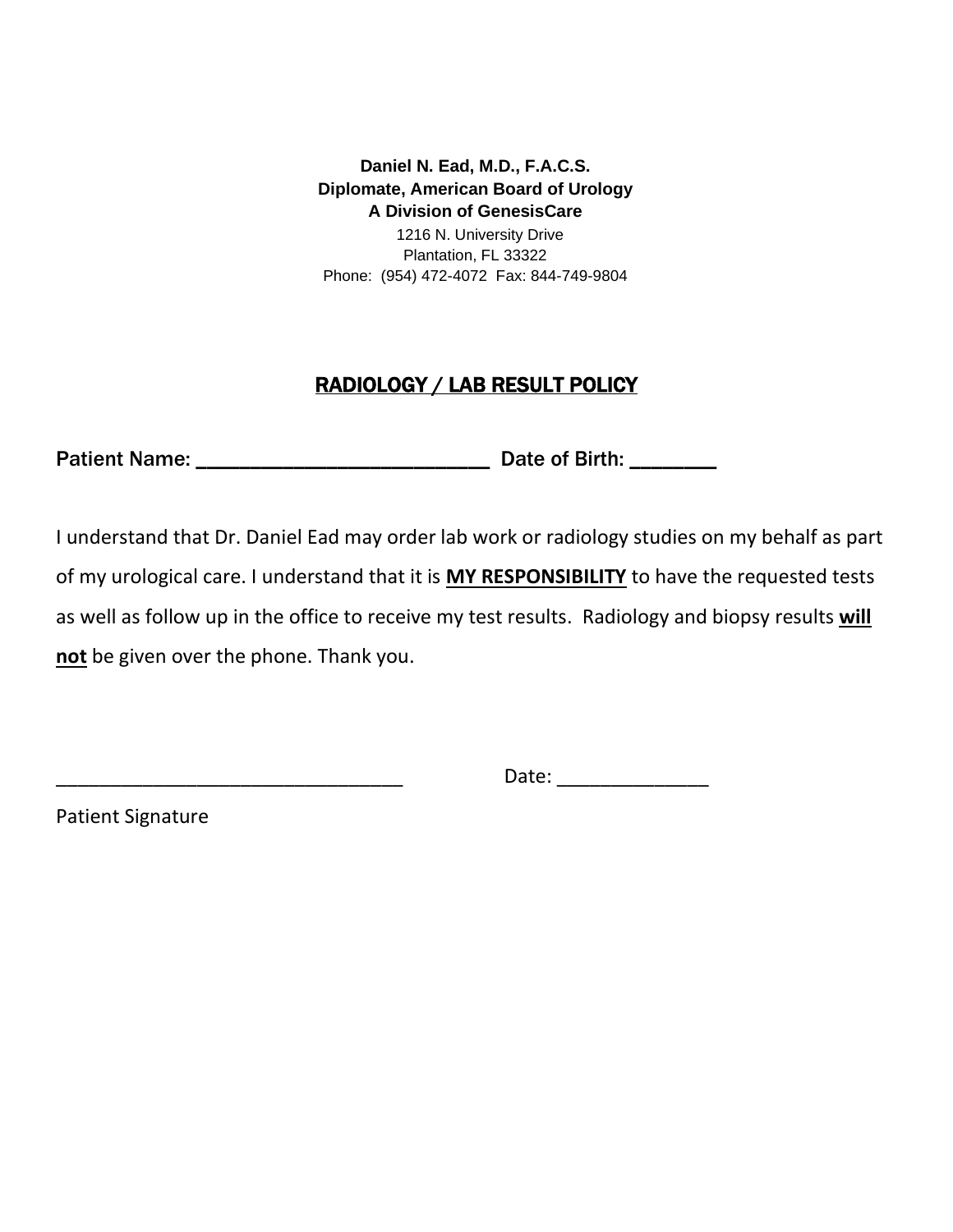**Daniel N. Ead, M.D., F.A.C.S.**
**Diplomate, American Board of Urology**
**A Division of GenesisCare**
1216 N. University Drive
Plantation, FL 33322
Phone: (954) 472-4072 Fax: 844-749-9804

## RADIOLOGY / LAB RESULT POLICY

**Patient Name: ___________________________ Date of Birth: ________**

I understand that Dr. Daniel Ead may order lab work or radiology studies on my behalf as part of my urological care. I understand that it is **MY RESPONSIBILITY** to have the requested tests as well as follow up in the office to receive my test results. Radiology and biopsy results **will not** be given over the phone. Thank you.

________________________________ Date: ______________

Patient Signature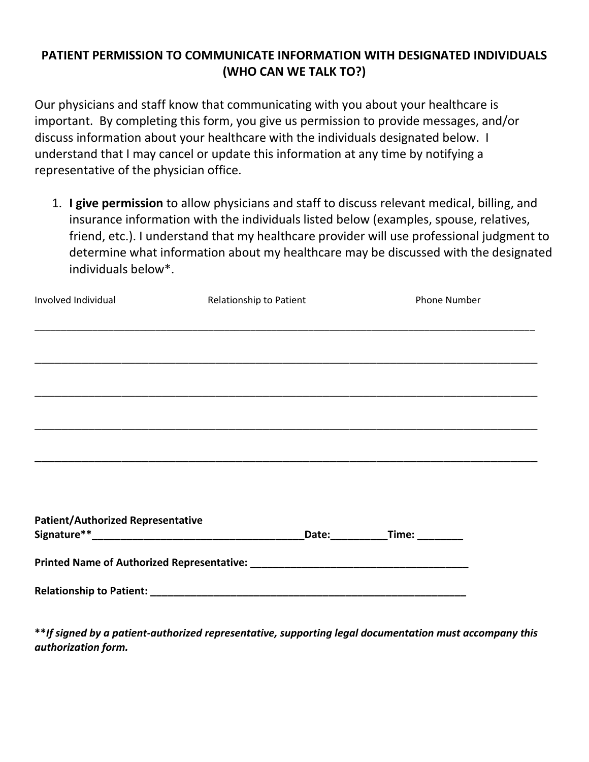# PATIENT PERMISSION TO COMMUNICATE INFORMATION WITH DESIGNATED INDIVIDUALS (WHO CAN WE TALK TO?)

Our physicians and staff know that communicating with you about your healthcare is important. By completing this form, you give us permission to provide messages, and/or discuss information about your healthcare with the individuals designated below. I understand that I may cancel or update this information at any time by notifying a representative of the physician office.

1. **I give permission** to allow physicians and staff to discuss relevant medical, billing, and insurance information with the individuals listed below (examples, spouse, relatives, friend, etc.). I understand that my healthcare provider will use professional judgment to determine what information about my healthcare may be discussed with the designated individuals below*.

| Involved Individual | Relationship to Patient | Phone Number |
| --- | --- | --- |
| | | |
| | | |
| | | |
| | | |
| | | |

**Patient/Authorized Representative Signature**\_\_\_\_\_\_\_\_\_\_\_\_\_\_\_\_\_\_\_\_\_\_\_\_\_\_\_\_\_\_\_\_\_\_\_\_\_\_Date:\_\_\_\_\_\_\_\_\_\_Time: \_\_\_\_\_\_\_\_**

**Printed Name of Authorized Representative: \_\_\_\_\_\_\_\_\_\_\_\_\_\_\_\_\_\_\_\_\_\_\_\_\_\_\_\_\_\_\_\_\_\_\_\_\_\_\_\_**

**Relationship to Patient: \_\_\_\_\_\_\_\_\_\_\_\_\_\_\_\_\_\_\_\_\_\_\_\_\_\_\_\_\_\_\_\_\_\_\_\_\_\_\_\_\_\_\_\_\_\_\_\_\_\_\_\_\_\_\_\_\_\_**

****If signed by a patient-authorized representative, supporting legal documentation must accompany this authorization form.***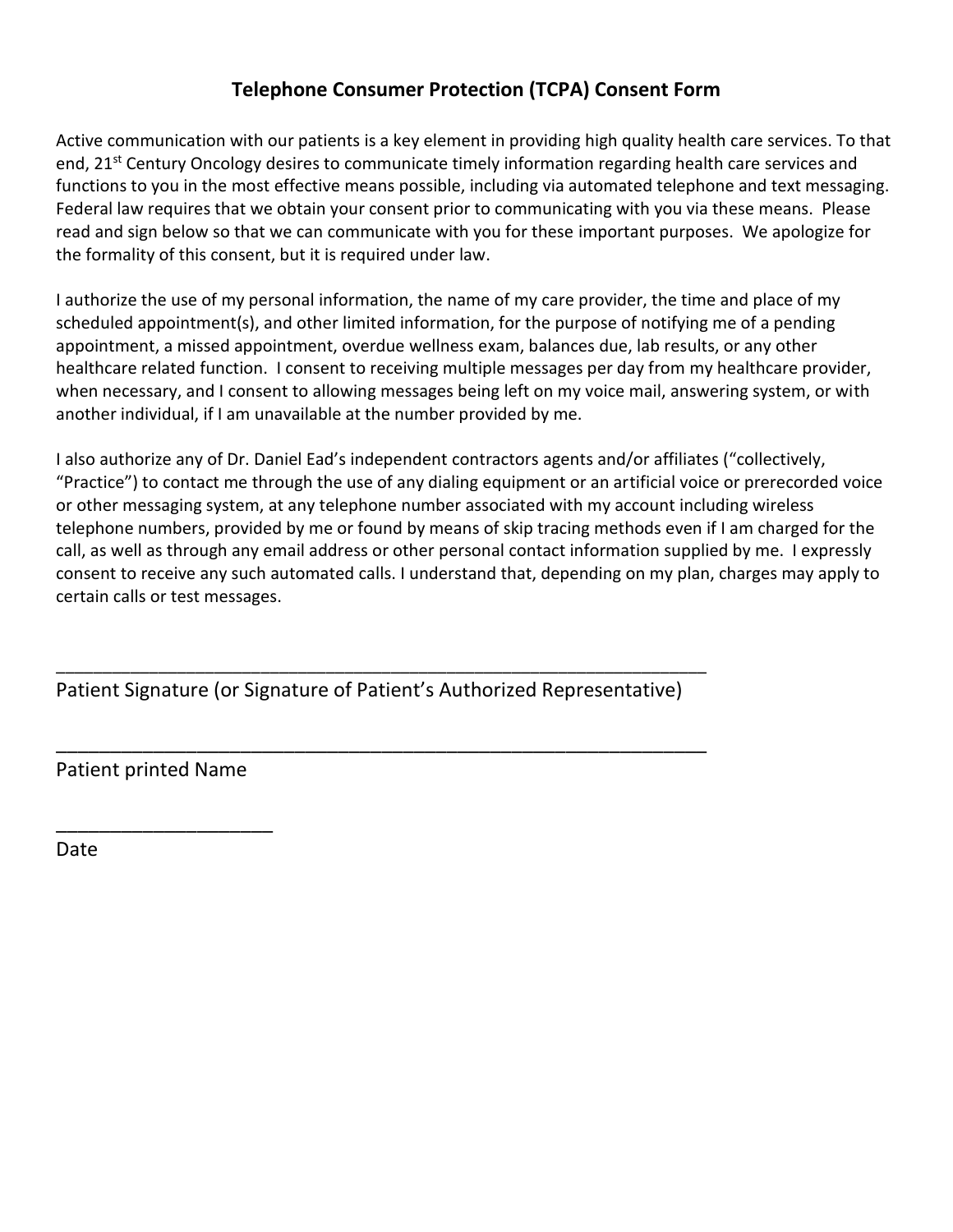# Telephone Consumer Protection (TCPA) Consent Form

Active communication with our patients is a key element in providing high quality health care services. To that end, 21st Century Oncology desires to communicate timely information regarding health care services and functions to you in the most effective means possible, including via automated telephone and text messaging. Federal law requires that we obtain your consent prior to communicating with you via these means. Please read and sign below so that we can communicate with you for these important purposes. We apologize for the formality of this consent, but it is required under law.

I authorize the use of my personal information, the name of my care provider, the time and place of my scheduled appointment(s), and other limited information, for the purpose of notifying me of a pending appointment, a missed appointment, overdue wellness exam, balances due, lab results, or any other healthcare related function. I consent to receiving multiple messages per day from my healthcare provider, when necessary, and I consent to allowing messages being left on my voice mail, answering system, or with another individual, if I am unavailable at the number provided by me.

I also authorize any of Dr. Daniel Ead's independent contractors agents and/or affiliates ("collectively, "Practice") to contact me through the use of any dialing equipment or an artificial voice or prerecorded voice or other messaging system, at any telephone number associated with my account including wireless telephone numbers, provided by me or found by means of skip tracing methods even if I am charged for the call, as well as through any email address or other personal contact information supplied by me. I expressly consent to receive any such automated calls. I understand that, depending on my plan, charges may apply to certain calls or test messages.

\_\_\_\_\_\_\_\_\_\_\_\_\_\_\_\_\_\_\_\_\_\_\_\_\_\_\_\_\_\_\_\_\_\_\_\_\_\_\_\_\_\_\_\_\_\_\_\_\_\_\_\_\_\_\_\_\_\_\_\_\_\_\_\_

Patient Signature (or Signature of Patient's Authorized Representative)

\_\_\_\_\_\_\_\_\_\_\_\_\_\_\_\_\_\_\_\_\_\_\_\_\_\_\_\_\_\_\_\_\_\_\_\_\_\_\_\_\_\_\_\_\_\_\_\_\_\_\_\_\_\_\_\_\_\_\_\_\_\_\_\_

Patient printed Name

\_\_\_\_\_\_\_\_\_\_\_\_\_\_\_\_\_\_\_\_\_\_

Date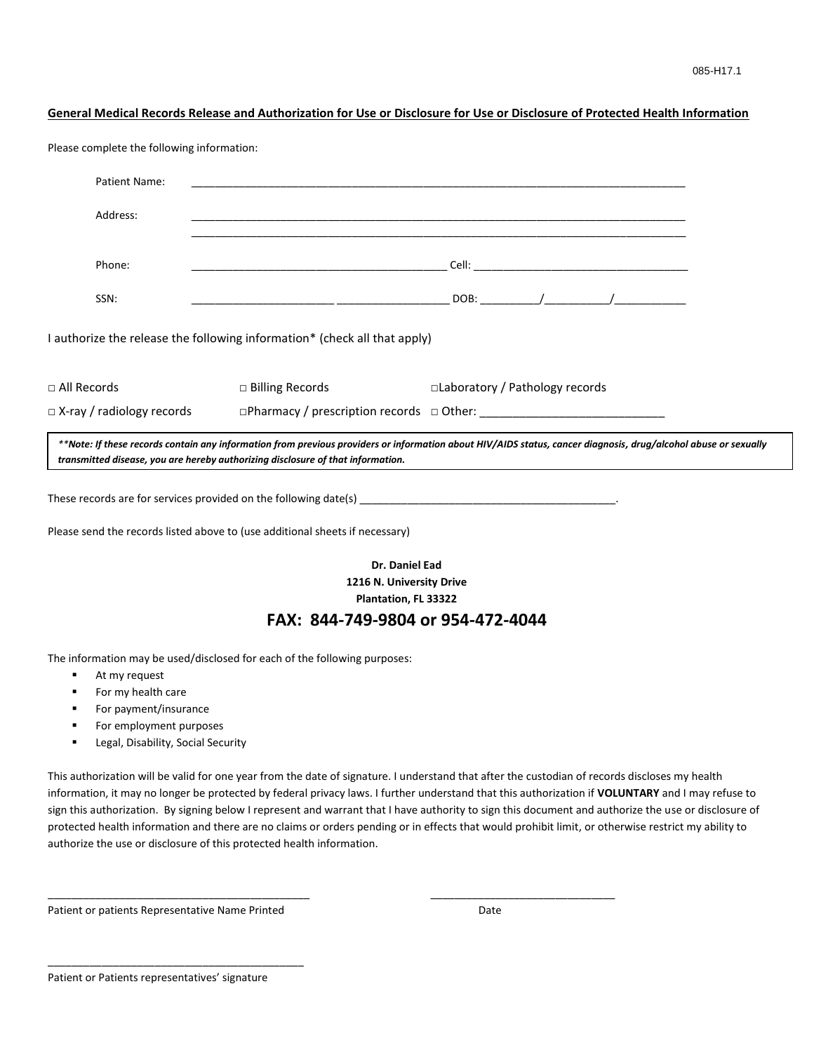085-H17.1

**General Medical Records Release and Authorization for Use or Disclosure for Use or Disclosure of Protected Health Information**

Please complete the following information:

Patient Name: ______________________________________________________________________________

Address: ______________________________________________________________________________

______________________________________________________________________________

Phone: __________________________________________ Cell: ____________________________________

SSN: _______________________ __________________ DOB: _________/__________/___________

I authorize the release the following information* (check all that apply)

□ All Records □ Billing Records □Laboratory / Pathology records

□ X-ray / radiology records □Pharmacy / prescription records □ Other: ____________________________

***Note: If these records contain any information from previous providers or information about HIV/AIDS status, cancer diagnosis, drug/alcohol abuse or sexually transmitted disease, you are hereby authorizing disclosure of that information.*

These records are for services provided on the following date(s) ___________________________________________.

Please send the records listed above to (use additional sheets if necessary)

**Dr. Daniel Ead**
**1216 N. University Drive**
**Plantation, FL 33322**

## FAX: 844-749-9804 or 954-472-4044

The information may be used/disclosed for each of the following purposes:

- At my request
- For my health care
- For payment/insurance
- For employment purposes
- Legal, Disability, Social Security

This authorization will be valid for one year from the date of signature. I understand that after the custodian of records discloses my health information, it may no longer be protected by federal privacy laws. I further understand that this authorization if **VOLUNTARY** and I may refuse to sign this authorization. By signing below I represent and warrant that I have authority to sign this document and authorize the use or disclosure of protected health information and there are no claims or orders pending or in effects that would prohibit limit, or otherwise restrict my ability to authorize the use or disclosure of this protected health information.

____________________________________________ ______________________________

Patient or patients Representative Name Printed Date

____________________________________________

Patient or Patients representatives' signature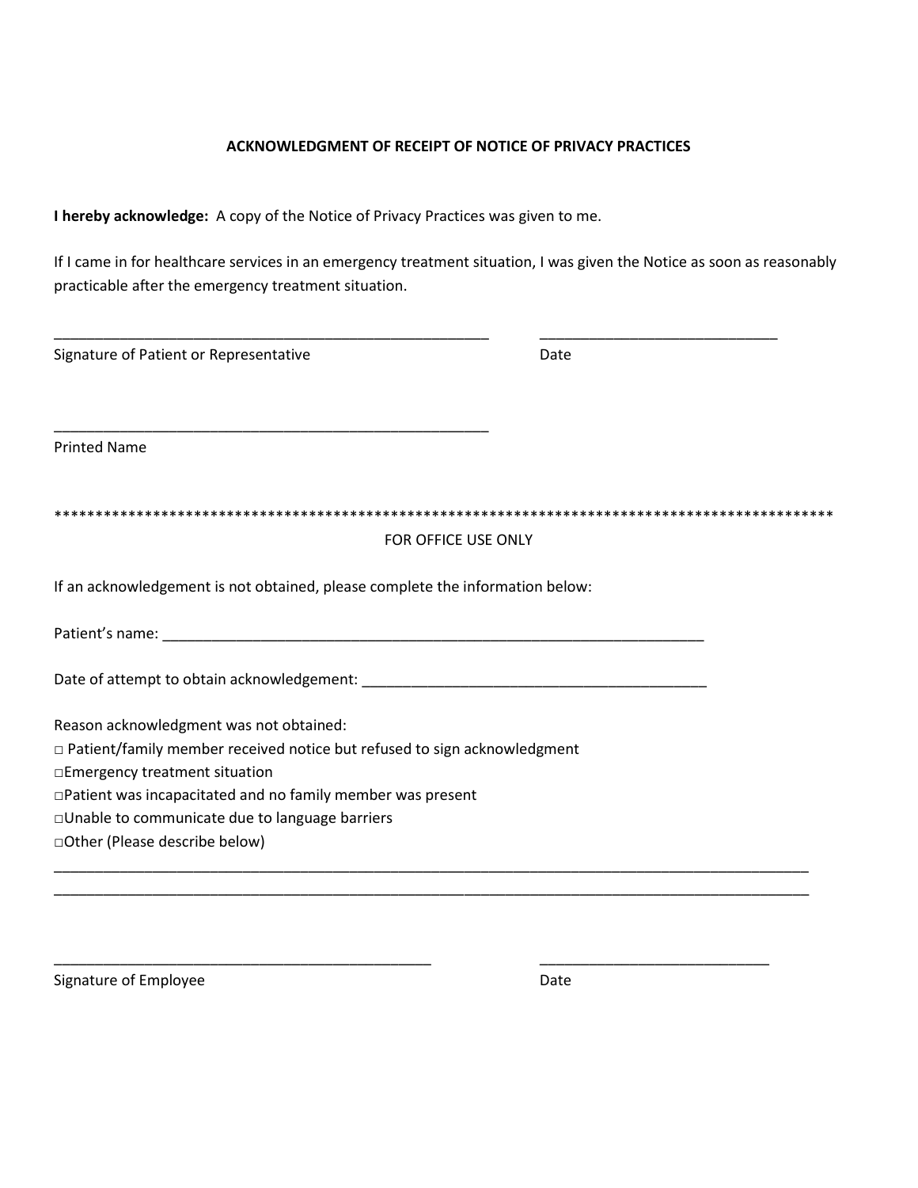**ACKNOWLEDGMENT OF RECEIPT OF NOTICE OF PRIVACY PRACTICES**

**I hereby acknowledge:** A copy of the Notice of Privacy Practices was given to me.

If I came in for healthcare services in an emergency treatment situation, I was given the Notice as soon as reasonably practicable after the emergency treatment situation.

_______________________________________________________ _____________________________

Signature of Patient or Representative Date

_______________________________________________________

Printed Name

***************************************************************************************************

FOR OFFICE USE ONLY

If an acknowledgement is not obtained, please complete the information below:

Patient's name: _____________________________________________________________________

Date of attempt to obtain acknowledgement: ___________________________________________

Reason acknowledgment was not obtained:

□ Patient/family member received notice but refused to sign acknowledgment

□Emergency treatment situation

□Patient was incapacitated and no family member was present

□Unable to communicate due to language barriers

□Other (Please describe below)

_______________________________________________________________________________________________

_______________________________________________________________________________________________

_______________________________________________ ____________________________

Signature of Employee Date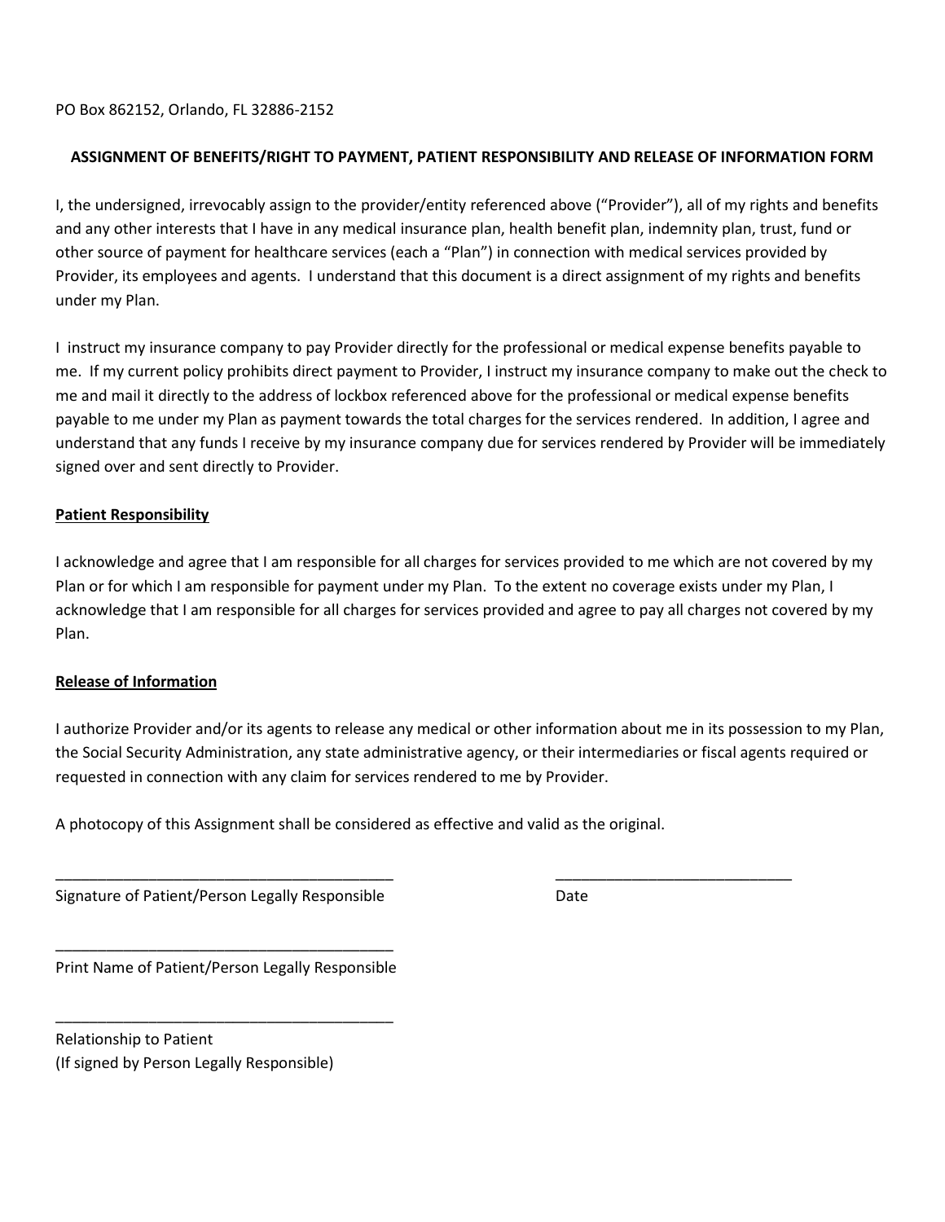PO Box 862152, Orlando, FL 32886-2152

**ASSIGNMENT OF BENEFITS/RIGHT TO PAYMENT, PATIENT RESPONSIBILITY AND RELEASE OF INFORMATION FORM**

I, the undersigned, irrevocably assign to the provider/entity referenced above ("Provider"), all of my rights and benefits and any other interests that I have in any medical insurance plan, health benefit plan, indemnity plan, trust, fund or other source of payment for healthcare services (each a "Plan") in connection with medical services provided by Provider, its employees and agents. I understand that this document is a direct assignment of my rights and benefits under my Plan.

I instruct my insurance company to pay Provider directly for the professional or medical expense benefits payable to me. If my current policy prohibits direct payment to Provider, I instruct my insurance company to make out the check to me and mail it directly to the address of lockbox referenced above for the professional or medical expense benefits payable to me under my Plan as payment towards the total charges for the services rendered. In addition, I agree and understand that any funds I receive by my insurance company due for services rendered by Provider will be immediately signed over and sent directly to Provider.

**Patient Responsibility**

I acknowledge and agree that I am responsible for all charges for services provided to me which are not covered by my Plan or for which I am responsible for payment under my Plan. To the extent no coverage exists under my Plan, I acknowledge that I am responsible for all charges for services provided and agree to pay all charges not covered by my Plan.

**Release of Information**

I authorize Provider and/or its agents to release any medical or other information about me in its possession to my Plan, the Social Security Administration, any state administrative agency, or their intermediaries or fiscal agents required or requested in connection with any claim for services rendered to me by Provider.

A photocopy of this Assignment shall be considered as effective and valid as the original.

_________________________________________ _____________________________

Signature of Patient/Person Legally Responsible Date

_________________________________________

Print Name of Patient/Person Legally Responsible

_________________________________________

Relationship to Patient
(If signed by Person Legally Responsible)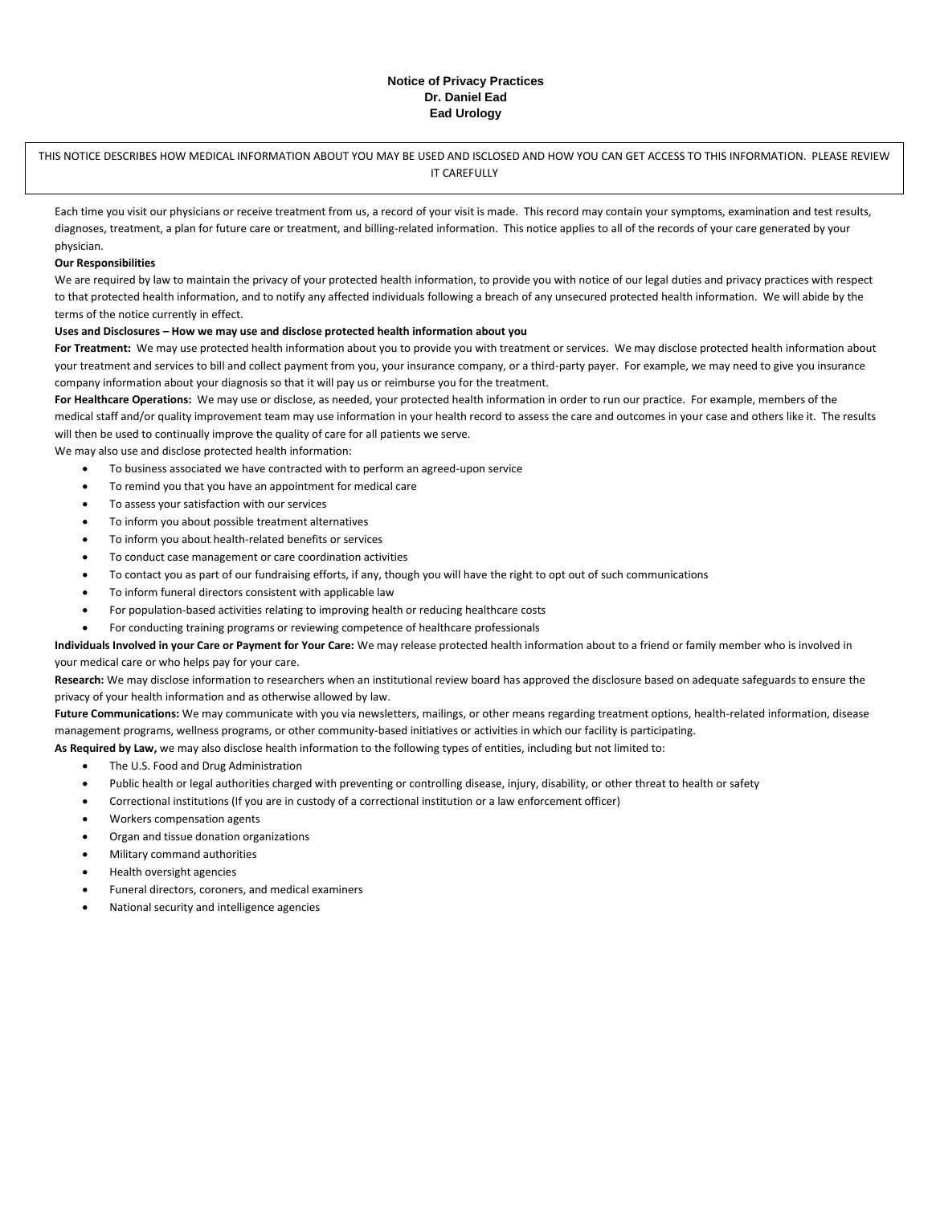**Notice of Privacy Practices**
**Dr. Daniel Ead**
**Ead Urology**

THIS NOTICE DESCRIBES HOW MEDICAL INFORMATION ABOUT YOU MAY BE USED AND ISCLOSED AND HOW YOU CAN GET ACCESS TO THIS INFORMATION. PLEASE REVIEW IT CAREFULLY

Each time you visit our physicians or receive treatment from us, a record of your visit is made. This record may contain your symptoms, examination and test results, diagnoses, treatment, a plan for future care or treatment, and billing-related information. This notice applies to all of the records of your care generated by your physician.

**Our Responsibilities**

We are required by law to maintain the privacy of your protected health information, to provide you with notice of our legal duties and privacy practices with respect to that protected health information, and to notify any affected individuals following a breach of any unsecured protected health information. We will abide by the terms of the notice currently in effect.

**Uses and Disclosures – How we may use and disclose protected health information about you**

**For Treatment:** We may use protected health information about you to provide you with treatment or services. We may disclose protected health information about your treatment and services to bill and collect payment from you, your insurance company, or a third-party payer. For example, we may need to give you insurance company information about your diagnosis so that it will pay us or reimburse you for the treatment.

**For Healthcare Operations:** We may use or disclose, as needed, your protected health information in order to run our practice. For example, members of the medical staff and/or quality improvement team may use information in your health record to assess the care and outcomes in your case and others like it. The results will then be used to continually improve the quality of care for all patients we serve.

We may also use and disclose protected health information:

- To business associated we have contracted with to perform an agreed-upon service
- To remind you that you have an appointment for medical care
- To assess your satisfaction with our services
- To inform you about possible treatment alternatives
- To inform you about health-related benefits or services
- To conduct case management or care coordination activities
- To contact you as part of our fundraising efforts, if any, though you will have the right to opt out of such communications
- To inform funeral directors consistent with applicable law
- For population-based activities relating to improving health or reducing healthcare costs
- For conducting training programs or reviewing competence of healthcare professionals

**Individuals Involved in your Care or Payment for Your Care:** We may release protected health information about to a friend or family member who is involved in your medical care or who helps pay for your care.

**Research:** We may disclose information to researchers when an institutional review board has approved the disclosure based on adequate safeguards to ensure the privacy of your health information and as otherwise allowed by law.

**Future Communications:** We may communicate with you via newsletters, mailings, or other means regarding treatment options, health-related information, disease management programs, wellness programs, or other community-based initiatives or activities in which our facility is participating.

**As Required by Law,** we may also disclose health information to the following types of entities, including but not limited to:

- The U.S. Food and Drug Administration
- Public health or legal authorities charged with preventing or controlling disease, injury, disability, or other threat to health or safety
- Correctional institutions (If you are in custody of a correctional institution or a law enforcement officer)
- Workers compensation agents
- Organ and tissue donation organizations
- Military command authorities
- Health oversight agencies
- Funeral directors, coroners, and medical examiners
- National security and intelligence agencies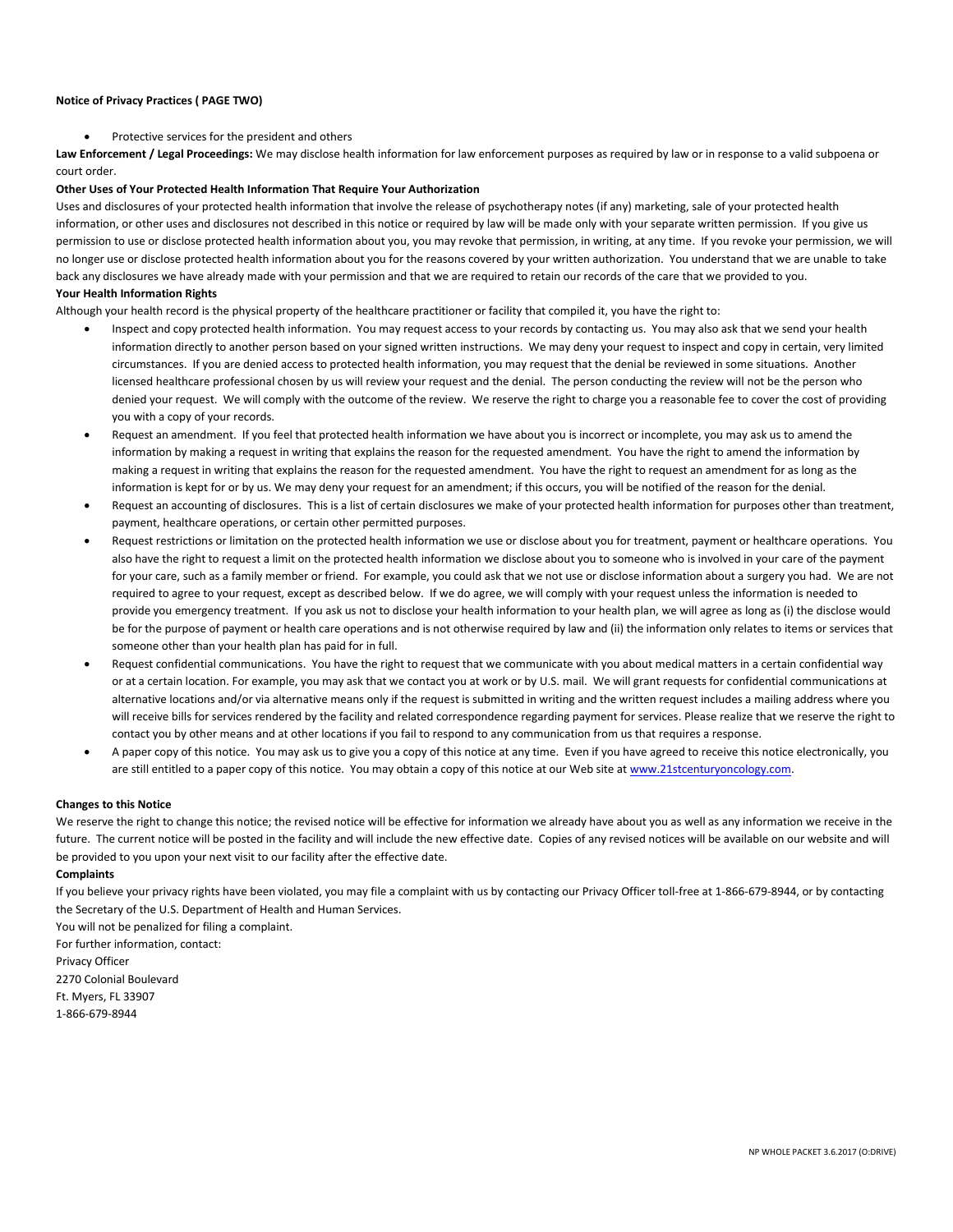**Notice of Privacy Practices ( PAGE TWO)**

- Protective services for the president and others

**Law Enforcement / Legal Proceedings:** We may disclose health information for law enforcement purposes as required by law or in response to a valid subpoena or court order.

**Other Uses of Your Protected Health Information That Require Your Authorization**

Uses and disclosures of your protected health information that involve the release of psychotherapy notes (if any) marketing, sale of your protected health information, or other uses and disclosures not described in this notice or required by law will be made only with your separate written permission. If you give us permission to use or disclose protected health information about you, you may revoke that permission, in writing, at any time. If you revoke your permission, we will no longer use or disclose protected health information about you for the reasons covered by your written authorization. You understand that we are unable to take back any disclosures we have already made with your permission and that we are required to retain our records of the care that we provided to you.

**Your Health Information Rights**

Although your health record is the physical property of the healthcare practitioner or facility that compiled it, you have the right to:

- Inspect and copy protected health information. You may request access to your records by contacting us. You may also ask that we send your health information directly to another person based on your signed written instructions. We may deny your request to inspect and copy in certain, very limited circumstances. If you are denied access to protected health information, you may request that the denial be reviewed in some situations. Another licensed healthcare professional chosen by us will review your request and the denial. The person conducting the review will not be the person who denied your request. We will comply with the outcome of the review. We reserve the right to charge you a reasonable fee to cover the cost of providing you with a copy of your records.
- Request an amendment. If you feel that protected health information we have about you is incorrect or incomplete, you may ask us to amend the information by making a request in writing that explains the reason for the requested amendment. You have the right to amend the information by making a request in writing that explains the reason for the requested amendment. You have the right to request an amendment for as long as the information is kept for or by us. We may deny your request for an amendment; if this occurs, you will be notified of the reason for the denial.
- Request an accounting of disclosures. This is a list of certain disclosures we make of your protected health information for purposes other than treatment, payment, healthcare operations, or certain other permitted purposes.
- Request restrictions or limitation on the protected health information we use or disclose about you for treatment, payment or healthcare operations. You also have the right to request a limit on the protected health information we disclose about you to someone who is involved in your care of the payment for your care, such as a family member or friend. For example, you could ask that we not use or disclose information about a surgery you had. We are not required to agree to your request, except as described below. If we do agree, we will comply with your request unless the information is needed to provide you emergency treatment. If you ask us not to disclose your health information to your health plan, we will agree as long as (i) the disclose would be for the purpose of payment or health care operations and is not otherwise required by law and (ii) the information only relates to items or services that someone other than your health plan has paid for in full.
- Request confidential communications. You have the right to request that we communicate with you about medical matters in a certain confidential way or at a certain location. For example, you may ask that we contact you at work or by U.S. mail. We will grant requests for confidential communications at alternative locations and/or via alternative means only if the request is submitted in writing and the written request includes a mailing address where you will receive bills for services rendered by the facility and related correspondence regarding payment for services. Please realize that we reserve the right to contact you by other means and at other locations if you fail to respond to any communication from us that requires a response.
- A paper copy of this notice. You may ask us to give you a copy of this notice at any time. Even if you have agreed to receive this notice electronically, you are still entitled to a paper copy of this notice. You may obtain a copy of this notice at our Web site at www.21stcenturyoncology.com.

**Changes to this Notice**

We reserve the right to change this notice; the revised notice will be effective for information we already have about you as well as any information we receive in the future. The current notice will be posted in the facility and will include the new effective date. Copies of any revised notices will be available on our website and will be provided to you upon your next visit to our facility after the effective date.

**Complaints**

If you believe your privacy rights have been violated, you may file a complaint with us by contacting our Privacy Officer toll-free at 1-866-679-8944, or by contacting the Secretary of the U.S. Department of Health and Human Services.

You will not be penalized for filing a complaint.

For further information, contact:

Privacy Officer  
2270 Colonial Boulevard  
Ft. Myers, FL 33907  
1-866-679-8944

NP WHOLE PACKET 3.6.2017 (O:DRIVE)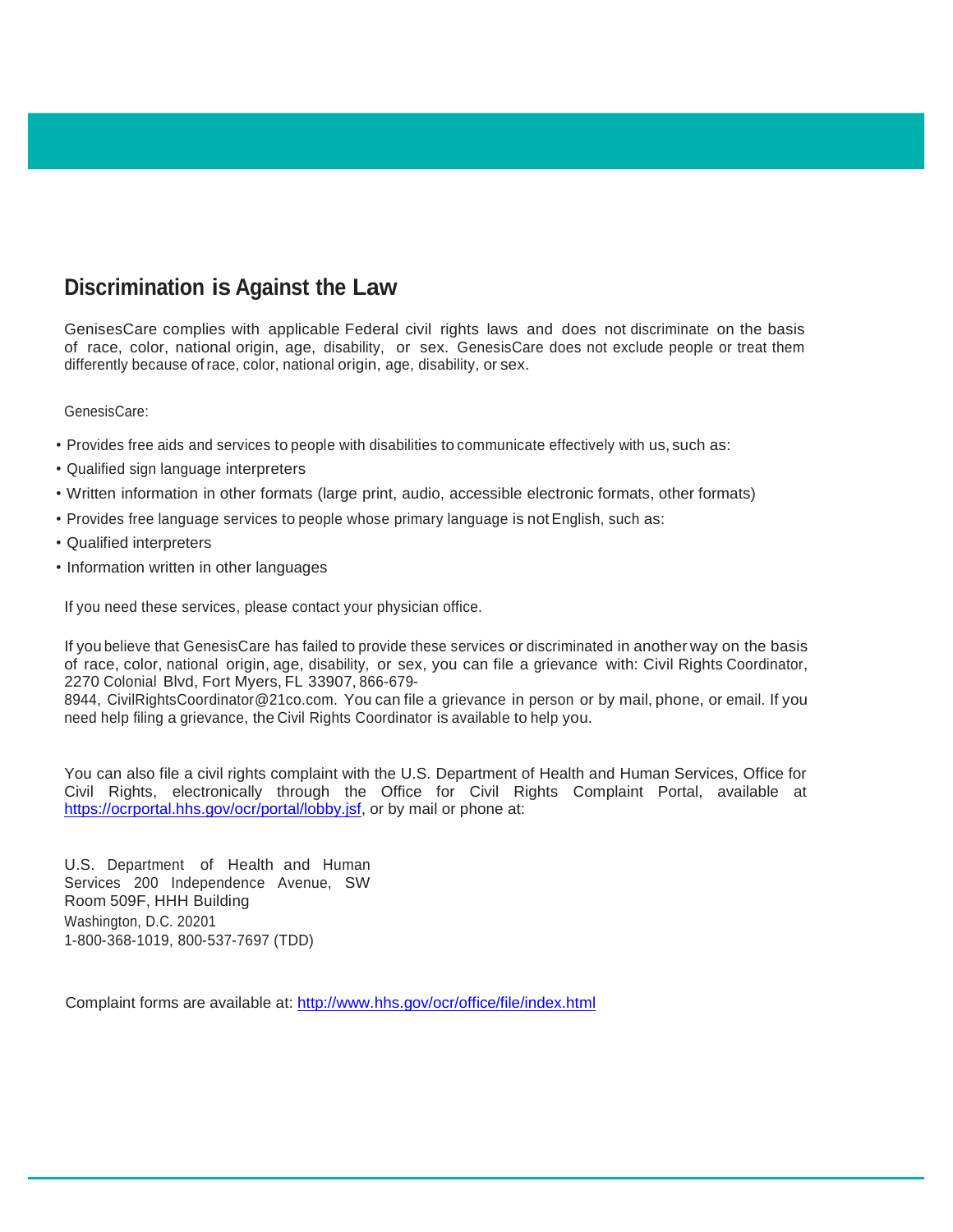## Discrimination is Against the Law

GenisesCare complies with applicable Federal civil rights laws and does not discriminate on the basis of race, color, national origin, age, disability, or sex. GenesisCare does not exclude people or treat them differently because of race, color, national origin, age, disability, or sex.

GenesisCare:

- Provides free aids and services to people with disabilities to communicate effectively with us, such as:
- Qualified sign language interpreters
- Written information in other formats (large print, audio, accessible electronic formats, other formats)
- Provides free language services to people whose primary language is not English, such as:
- Qualified interpreters
- Information written in other languages

If you need these services, please contact your physician office.

If you believe that GenesisCare has failed to provide these services or discriminated in another way on the basis of race, color, national origin, age, disability, or sex, you can file a grievance with: Civil Rights Coordinator, 2270 Colonial Blvd, Fort Myers, FL 33907, 866-679-8944, CivilRightsCoordinator@21co.com. You can file a grievance in person or by mail, phone, or email. If you need help filing a grievance, the Civil Rights Coordinator is available to help you.

You can also file a civil rights complaint with the U.S. Department of Health and Human Services, Office for Civil Rights, electronically through the Office for Civil Rights Complaint Portal, available at https://ocrportal.hhs.gov/ocr/portal/lobby.jsf, or by mail or phone at:

U.S. Department of Health and Human Services 200 Independence Avenue, SW
Room 509F, HHH Building
Washington, D.C. 20201
1-800-368-1019, 800-537-7697 (TDD)

Complaint forms are available at: http://www.hhs.gov/ocr/office/file/index.html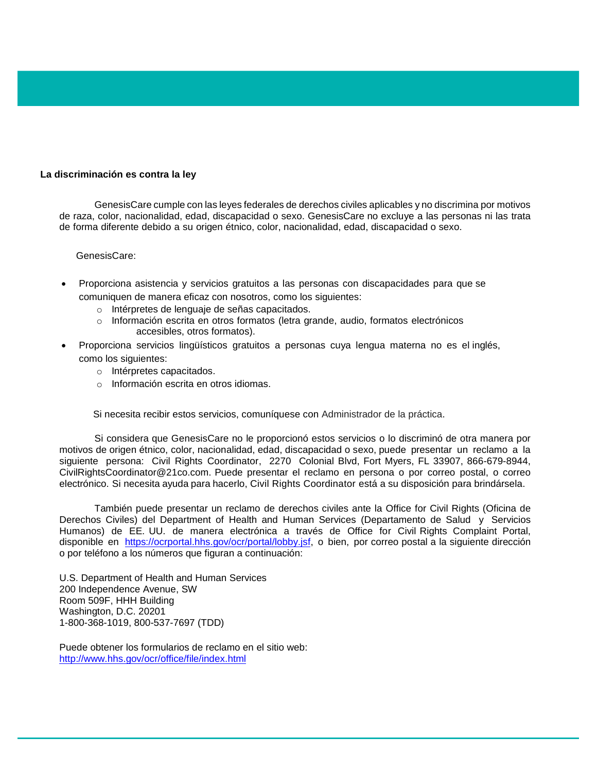**La discriminación es contra la ley**

GenesisCare cumple con las leyes federales de derechos civiles aplicables y no discrimina por motivos de raza, color, nacionalidad, edad, discapacidad o sexo. GenesisCare no excluye a las personas ni las trata de forma diferente debido a su origen étnico, color, nacionalidad, edad, discapacidad o sexo.

GenesisCare:

- Proporciona asistencia y servicios gratuitos a las personas con discapacidades para que se comuniquen de manera eficaz con nosotros, como los siguientes:
  - Intérpretes de lenguaje de señas capacitados.
  - Información escrita en otros formatos (letra grande, audio, formatos electrónicos accesibles, otros formatos).
- Proporciona servicios lingüísticos gratuitos a personas cuya lengua materna no es el inglés, como los siguientes:
  - Intérpretes capacitados.
  - Información escrita en otros idiomas.

Si necesita recibir estos servicios, comuníquese con Administrador de la práctica.

Si considera que GenesisCare no le proporcionó estos servicios o lo discriminó de otra manera por motivos de origen étnico, color, nacionalidad, edad, discapacidad o sexo, puede presentar un reclamo a la siguiente persona: Civil Rights Coordinator, 2270 Colonial Blvd, Fort Myers, FL 33907, 866-679-8944, CivilRightsCoordinator@21co.com. Puede presentar el reclamo en persona o por correo postal, o correo electrónico. Si necesita ayuda para hacerlo, Civil Rights Coordinator está a su disposición para brindársela.

También puede presentar un reclamo de derechos civiles ante la Office for Civil Rights (Oficina de Derechos Civiles) del Department of Health and Human Services (Departamento de Salud y Servicios Humanos) de EE. UU. de manera electrónica a través de Office for Civil Rights Complaint Portal, disponible en https://ocrportal.hhs.gov/ocr/portal/lobby.jsf, o bien, por correo postal a la siguiente dirección o por teléfono a los números que figuran a continuación:

U.S. Department of Health and Human Services
200 Independence Avenue, SW
Room 509F, HHH Building
Washington, D.C. 20201
1-800-368-1019, 800-537-7697 (TDD)

Puede obtener los formularios de reclamo en el sitio web:
http://www.hhs.gov/ocr/office/file/index.html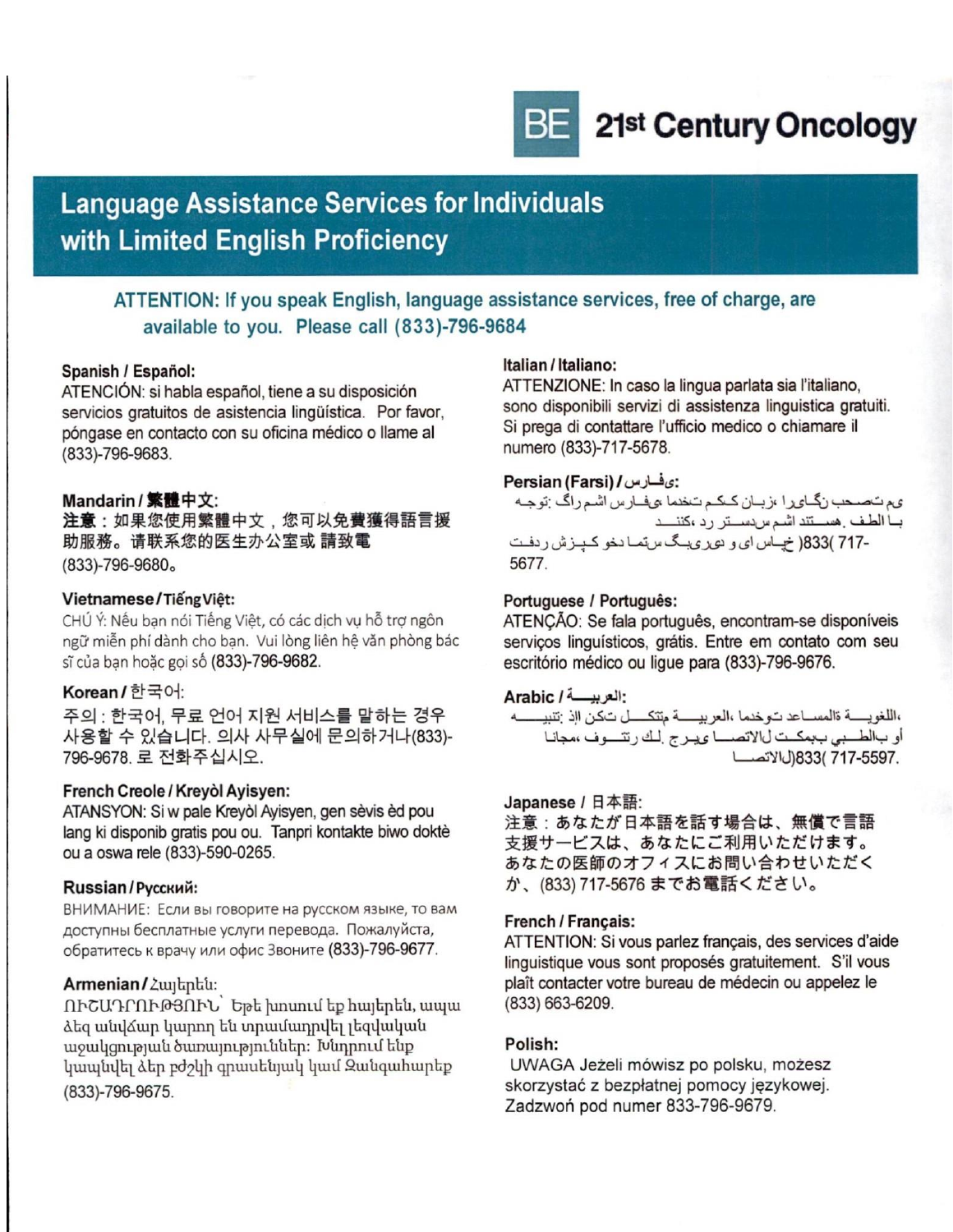BE 21st Century Oncology

# Language Assistance Services for Individuals with Limited English Proficiency

**ATTENTION: If you speak English, language assistance services, free of charge, are available to you. Please call (833)-796-9684**

**Spanish / Español:**
ATENCIÓN: si habla español, tiene a su disposición servicios gratuitos de asistencia lingüística. Por favor, póngase en contacto con su oficina médico o llame al (833)-796-9683.

**Mandarin / 繁體中文:**
**注意**：如果您使用繁體中文，您可以免費獲得語言援助服務。请联系您的医生办公室或 請致電 (833)-796-9680。

**Vietnamese / Tiếng Việt:**
CHÚ Ý: Nếu bạn nói Tiếng Việt, có các dịch vụ hỗ trợ ngôn ngữ miễn phí dành cho bạn. Vui lòng liên hệ văn phòng bác sĩ của bạn hoặc gọi số (833)-796-9682.

**Korean / 한국어:**
주의 : 한국어, 무료 언어 지원 서비스를 말하는 경우 사용할 수 있습니다. 의사 사무실에 문의하거나(833)-796-9678. 로 전화주십시오.

**French Creole / Kreyòl Ayisyen:**
ATANSYON: Si w pale Kreyòl Ayisyen, gen sèvis èd pou lang ki disponib gratis pou ou. Tanpri kontakte biwo doktè ou a oswa rele (833)-590-0265.

**Russian / Русский:**
ВНИМАНИЕ: Если вы говорите на русском языке, то вам доступны бесплатные услуги перевода. Пожалуйста, обратитесь к врачу или офис Звоните (833)-796-9677.

**Armenian / Հայերեն:**
ՈՒՇԱԴՐՈՒԹՅՈՒՆ՝ Եթե խոսում եք հայերեն, ապա ձեզ անվճար կարող են տրամադրվել լեզվական աջակցության ծառայություններ: Խնդրում ենք կապնվել ձեր բժշկի գրասենյակ կամ Զանգահարեք (833)-796-9675.

**Italian / Italiano:**
ATTENZIONE: In caso la lingua parlata sia l'italiano, sono disponibili servizi di assistenza linguistica gratuiti. Si prega di contattare l'ufficio medico o chiamare il numero (833)-717-5678.

**Persian (Farsi) / فارسی:**
توجه: اگر به زبان فارسی گفتگو می کنید، تسهیلات زبانی بصورت رایگان برای شما فراهم می باشد. لطفا، در دسترس هستند. با دفتر پزشک خود تماس بگیرید و یا با شماره (833) 717-5677.

**Portuguese / Português:**
ATENÇÃO: Se fala português, encontram-se disponíveis serviços linguísticos, grátis. Entre em contato com seu escritório médico ou ligue para (833)-796-9676.

**Arabic / العربية:**
تنبيه: إذا كنت تتكلم العربية، فإن خدمات المساعدة اللغوية، مجانا، متوفرة لك. يرجى الاتصال بمكتب الطبيب أو الاتصال (833) 717-5597.

**Japanese / 日本語:**
注意：あなたが日本語を話す場合は、無償で言語支援サービスは、あなたにご利用いただけます。あなたの医師のオフィスにお問い合わせいただくか、(833) 717-5676 までお電話ください。

**French / Français:**
ATTENTION: Si vous parlez français, des services d'aide linguistique vous sont proposés gratuitement. S'il vous plaît contacter votre bureau de médecin ou appelez le (833) 663-6209.

**Polish:**
UWAGA Jeżeli mówisz po polsku, możesz skorzystać z bezpłatnej pomocy językowej. Zadzwoń pod numer 833-796-9679.